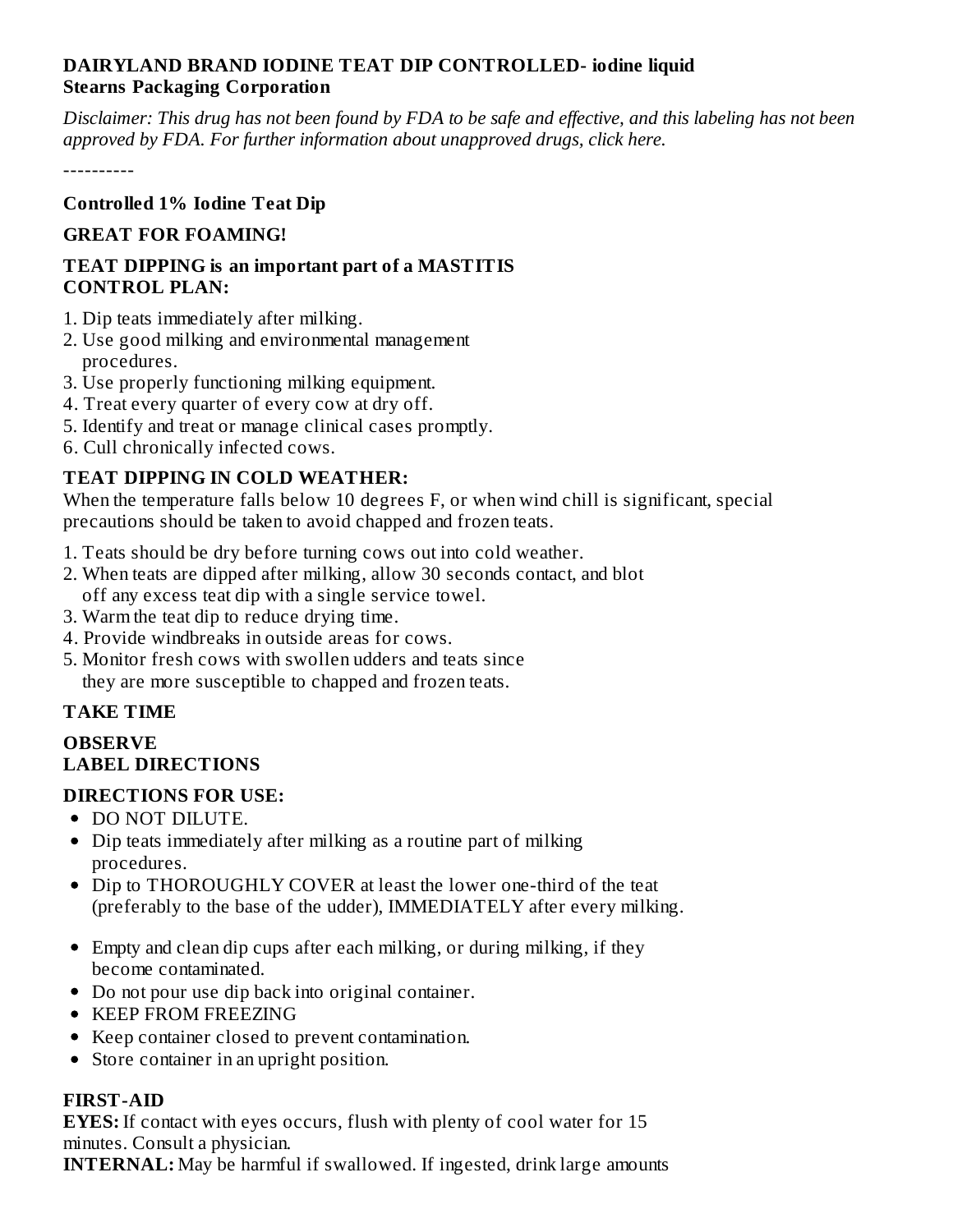**DAIRYLAND BRAND IODINE TEAT DIP CONTROLLED- iodine liquid**
**Stearns Packaging Corporation**

*Disclaimer: This drug has not been found by FDA to be safe and effective, and this labeling has not been approved by FDA. For further information about unapproved drugs, click here.*

----------

**Controlled 1% Iodine Teat Dip**

**GREAT FOR FOAMING!**

**TEAT DIPPING is an important part of a MASTITIS CONTROL PLAN:**

1. Dip teats immediately after milking.
2. Use good milking and environmental management procedures.
3. Use properly functioning milking equipment.
4. Treat every quarter of every cow at dry off.
5. Identify and treat or manage clinical cases promptly.
6. Cull chronically infected cows.

**TEAT DIPPING IN COLD WEATHER:**

When the temperature falls below 10 degrees F, or when wind chill is significant, special precautions should be taken to avoid chapped and frozen teats.

1. Teats should be dry before turning cows out into cold weather.
2. When teats are dipped after milking, allow 30 seconds contact, and blot off any excess teat dip with a single service towel.
3. Warm the teat dip to reduce drying time.
4. Provide windbreaks in outside areas for cows.
5. Monitor fresh cows with swollen udders and teats since they are more susceptible to chapped and frozen teats.

**TAKE TIME**

**OBSERVE**
**LABEL DIRECTIONS**

**DIRECTIONS FOR USE:**

- DO NOT DILUTE.
- Dip teats immediately after milking as a routine part of milking procedures.
- Dip to THOROUGHLY COVER at least the lower one-third of the teat (preferably to the base of the udder), IMMEDIATELY after every milking.
- Empty and clean dip cups after each milking, or during milking, if they become contaminated.
- Do not pour use dip back into original container.
- KEEP FROM FREEZING
- Keep container closed to prevent contamination.
- Store container in an upright position.

**FIRST-AID**

**EYES:** If contact with eyes occurs, flush with plenty of cool water for 15 minutes. Consult a physician.

**INTERNAL:** May be harmful if swallowed. If ingested, drink large amounts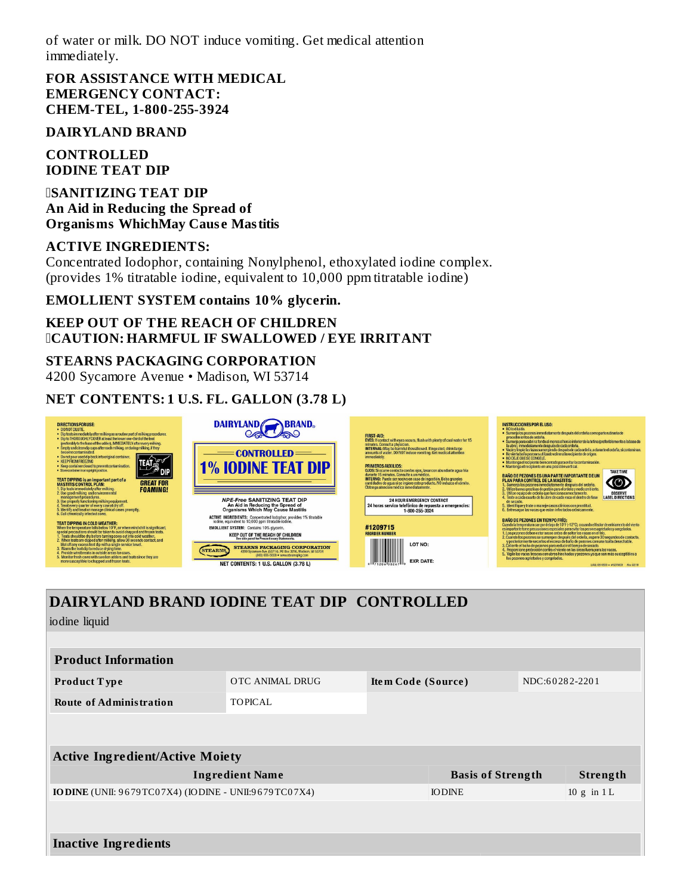of water or milk. DO NOT induce vomiting. Get medical attention immediately.

**FOR ASSISTANCE WITH MEDICAL EMERGENCY CONTACT: CHEM-TEL, 1-800-255-3924**

**DAIRYLAND BRAND**

**CONTROLLED IODINE TEAT DIP**

**SANITIZING TEAT DIP**
**An Aid in Reducing the Spread of Organisms WhichMay Cause Mastitis**

**ACTIVE INGREDIENTS:**
Concentrated Iodophor, containing Nonylphenol, ethoxylated iodine complex. (provides 1% titratable iodine, equivalent to 10,000 ppm titratable iodine)

**EMOLLIENT SYSTEM contains 10% glycerin.**

**KEEP OUT OF THE REACH OF CHILDREN**
**CAUTION: HARMFUL IF SWALLOWED / EYE IRRITANT**

**STEARNS PACKAGING CORPORATION**
4200 Sycamore Avenue • Madison, WI 53714

**NET CONTENTS: 1 U.S. FL. GALLON (3.78 L)**

## DAIRYLAND BRAND IODINE TEAT DIP CONTROLLED

iodine liquid

| Product Information | | | |
|---|---|---|---|
| **Product Type** | OTC ANIMAL DRUG | **Item Code (Source)** | NDC:60282-2201 |
| **Route of Administration** | TOPICAL | | |

| Active Ingredient/Active Moiety | | |
|---|---|---|
| **Ingredient Name** | **Basis of Strength** | **Strength** |
| **IODINE** (UNII: 9679TC07X4) (IODINE - UNII:9679TC07X4) | IODINE | 10 g in 1 L |

**Inactive Ingredients**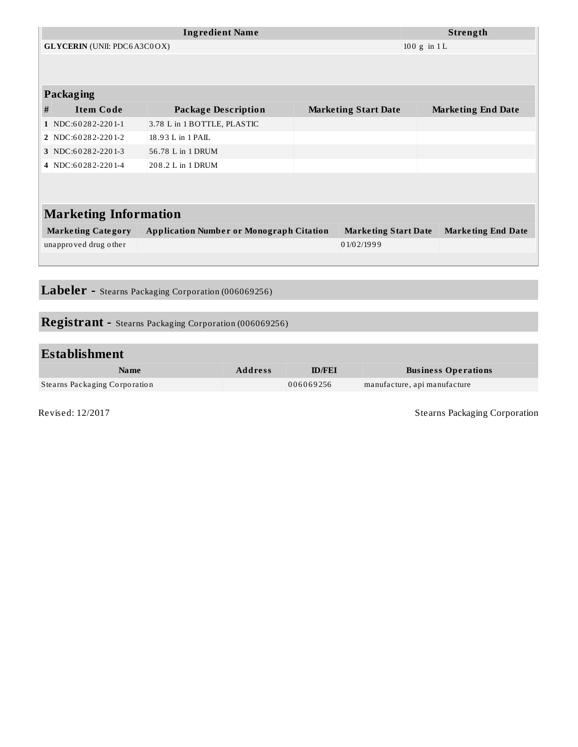| Ingredient Name | Strength |
| --- | --- |
| **GLYCERIN** (UNII: PDC6A3C0OX) | 100 g in 1 L |

### Packaging

| # | Item Code | Package Description | Marketing Start Date | Marketing End Date |
| --- | --- | --- | --- | --- |
| 1 | NDC:60282-2201-1 | 3.78 L in 1 BOTTLE, PLASTIC | | |
| 2 | NDC:60282-2201-2 | 18.93 L in 1 PAIL | | |
| 3 | NDC:60282-2201-3 | 56.78 L in 1 DRUM | | |
| 4 | NDC:60282-2201-4 | 208.2 L in 1 DRUM | | |

## Marketing Information

| Marketing Category | Application Number or Monograph Citation | Marketing Start Date | Marketing End Date |
| --- | --- | --- | --- |
| unapproved drug other | | 01/02/1999 | |

## Labeler - Stearns Packaging Corporation (006069256)

## Registrant - Stearns Packaging Corporation (006069256)

## Establishment

| Name | Address | ID/FEI | Business Operations |
| --- | --- | --- | --- |
| Stearns Packaging Corporation | | 006069256 | manufacture, api manufacture |

Revised: 12/2017

Stearns Packaging Corporation